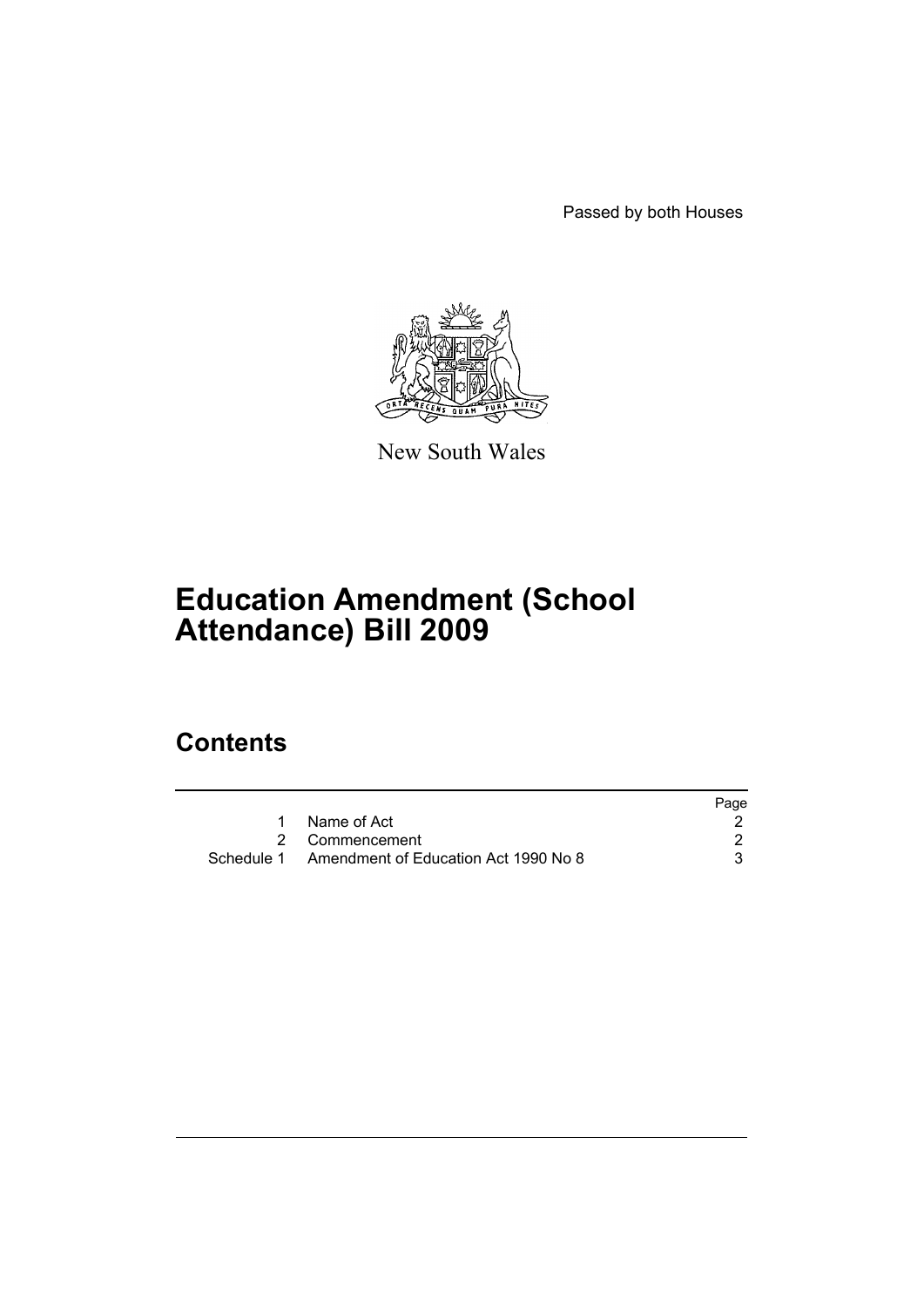Passed by both Houses

New South Wales

# Education Amendment (School Attendance) Bill 2009

## Contents

| | | Page |
|---|---|---|
| 1 | Name of Act | 2 |
| 2 | Commencement | 2 |
| Schedule 1 | Amendment of Education Act 1990 No 8 | 3 |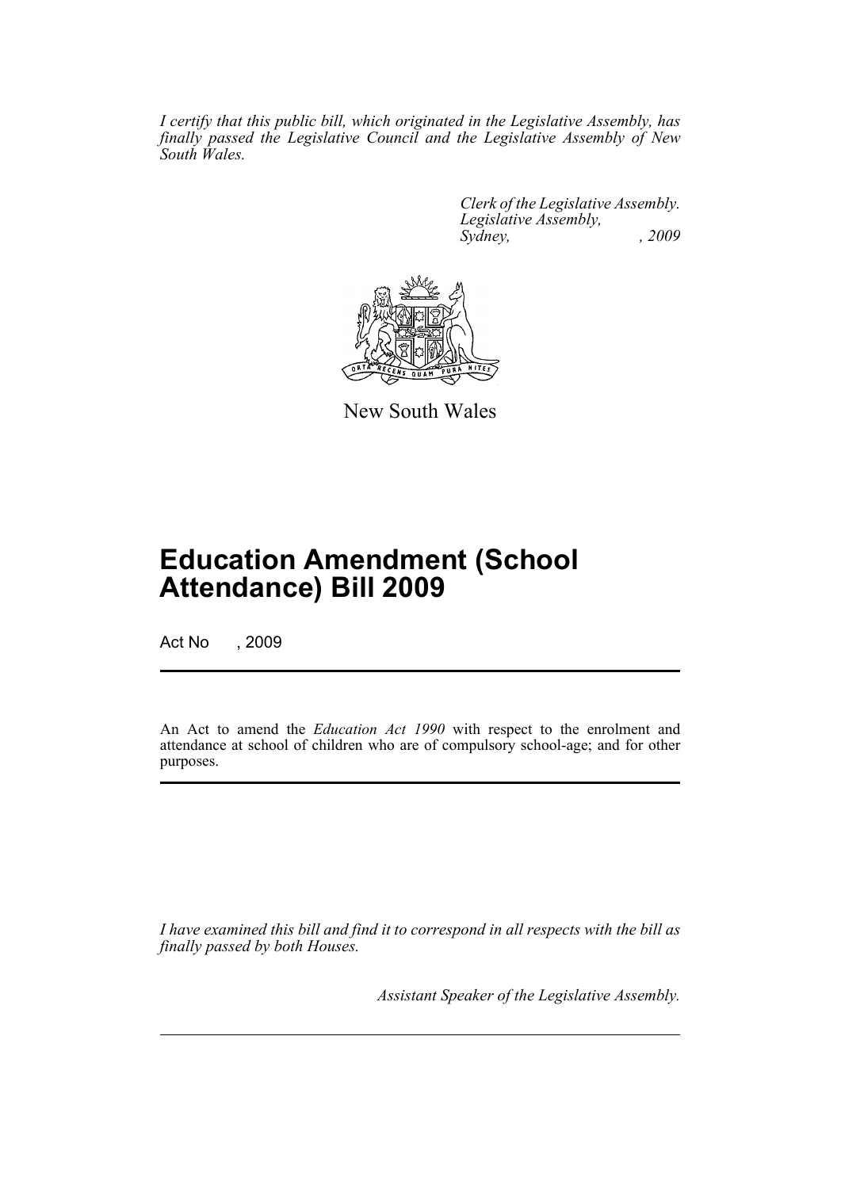*I certify that this public bill, which originated in the Legislative Assembly, has finally passed the Legislative Council and the Legislative Assembly of New South Wales.*

*Clerk of the Legislative Assembly.*
*Legislative Assembly,*
*Sydney, , 2009*

New South Wales

# Education Amendment (School Attendance) Bill 2009

Act No , 2009

An Act to amend the *Education Act 1990* with respect to the enrolment and attendance at school of children who are of compulsory school-age; and for other purposes.

*I have examined this bill and find it to correspond in all respects with the bill as finally passed by both Houses.*

*Assistant Speaker of the Legislative Assembly.*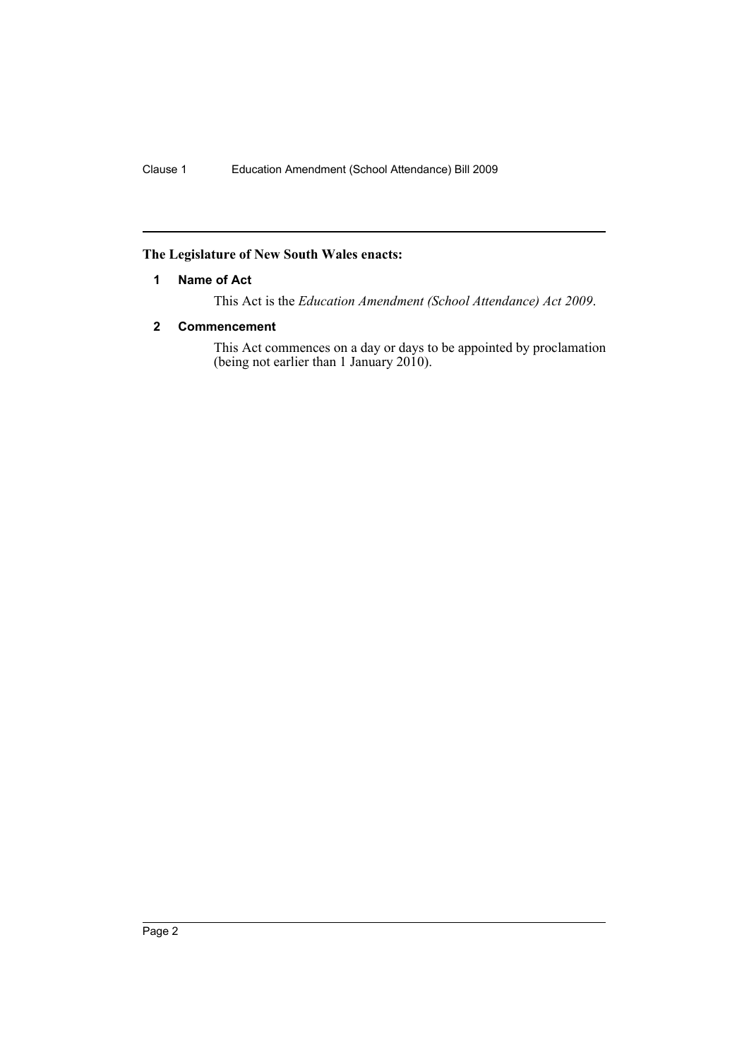**The Legislature of New South Wales enacts:**

## 1 Name of Act

This Act is the *Education Amendment (School Attendance) Act 2009*.

## 2 Commencement

This Act commences on a day or days to be appointed by proclamation (being not earlier than 1 January 2010).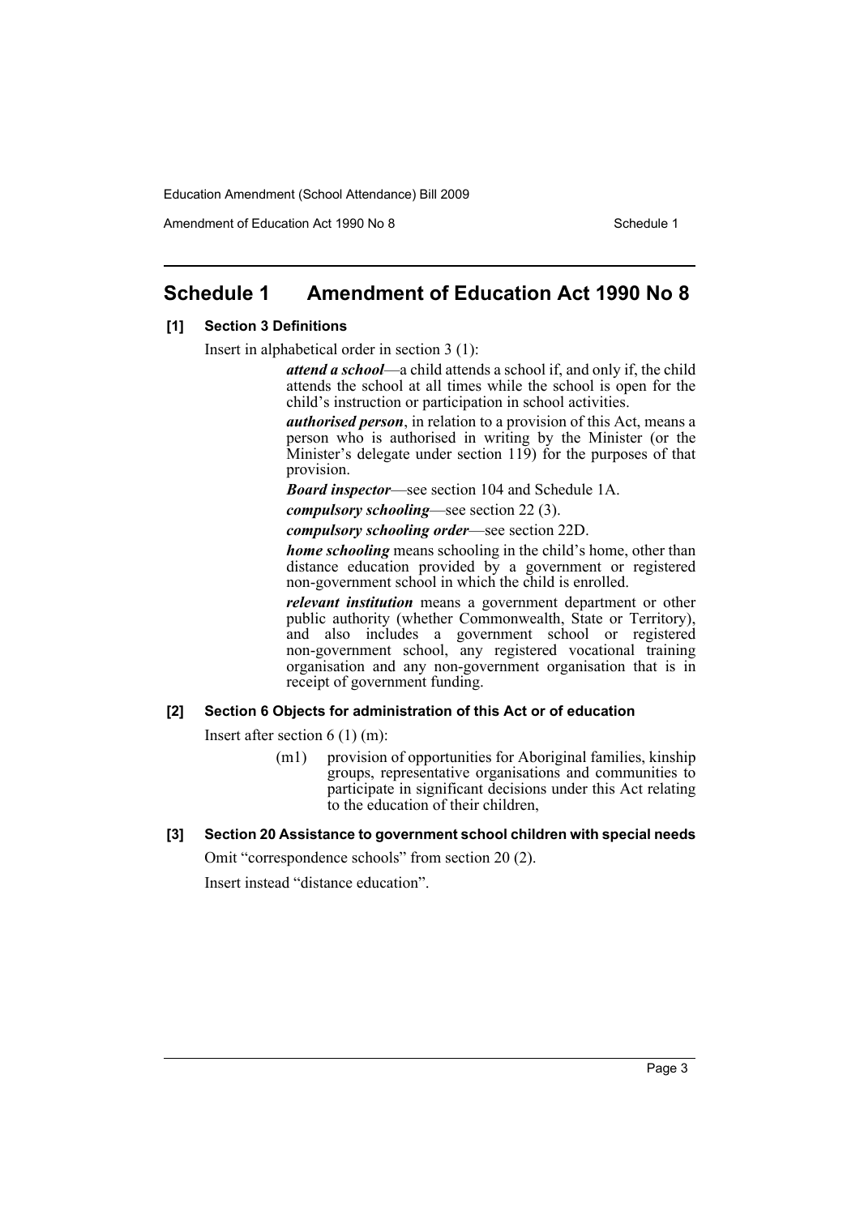# Schedule 1 Amendment of Education Act 1990 No 8

### [1] Section 3 Definitions

Insert in alphabetical order in section 3 (1):

> ***attend a school***—a child attends a school if, and only if, the child attends the school at all times while the school is open for the child's instruction or participation in school activities.
>
> ***authorised person***, in relation to a provision of this Act, means a person who is authorised in writing by the Minister (or the Minister's delegate under section 119) for the purposes of that provision.
>
> ***Board inspector***—see section 104 and Schedule 1A.
>
> ***compulsory schooling***—see section 22 (3).
>
> ***compulsory schooling order***—see section 22D.
>
> ***home schooling*** means schooling in the child's home, other than distance education provided by a government or registered non-government school in which the child is enrolled.
>
> ***relevant institution*** means a government department or other public authority (whether Commonwealth, State or Territory), and also includes a government school or registered non-government school, any registered vocational training organisation and any non-government organisation that is in receipt of government funding.

### [2] Section 6 Objects for administration of this Act or of education

Insert after section 6 (1) (m):

> (m1) provision of opportunities for Aboriginal families, kinship groups, representative organisations and communities to participate in significant decisions under this Act relating to the education of their children,

### [3] Section 20 Assistance to government school children with special needs

Omit "correspondence schools" from section 20 (2).

Insert instead "distance education".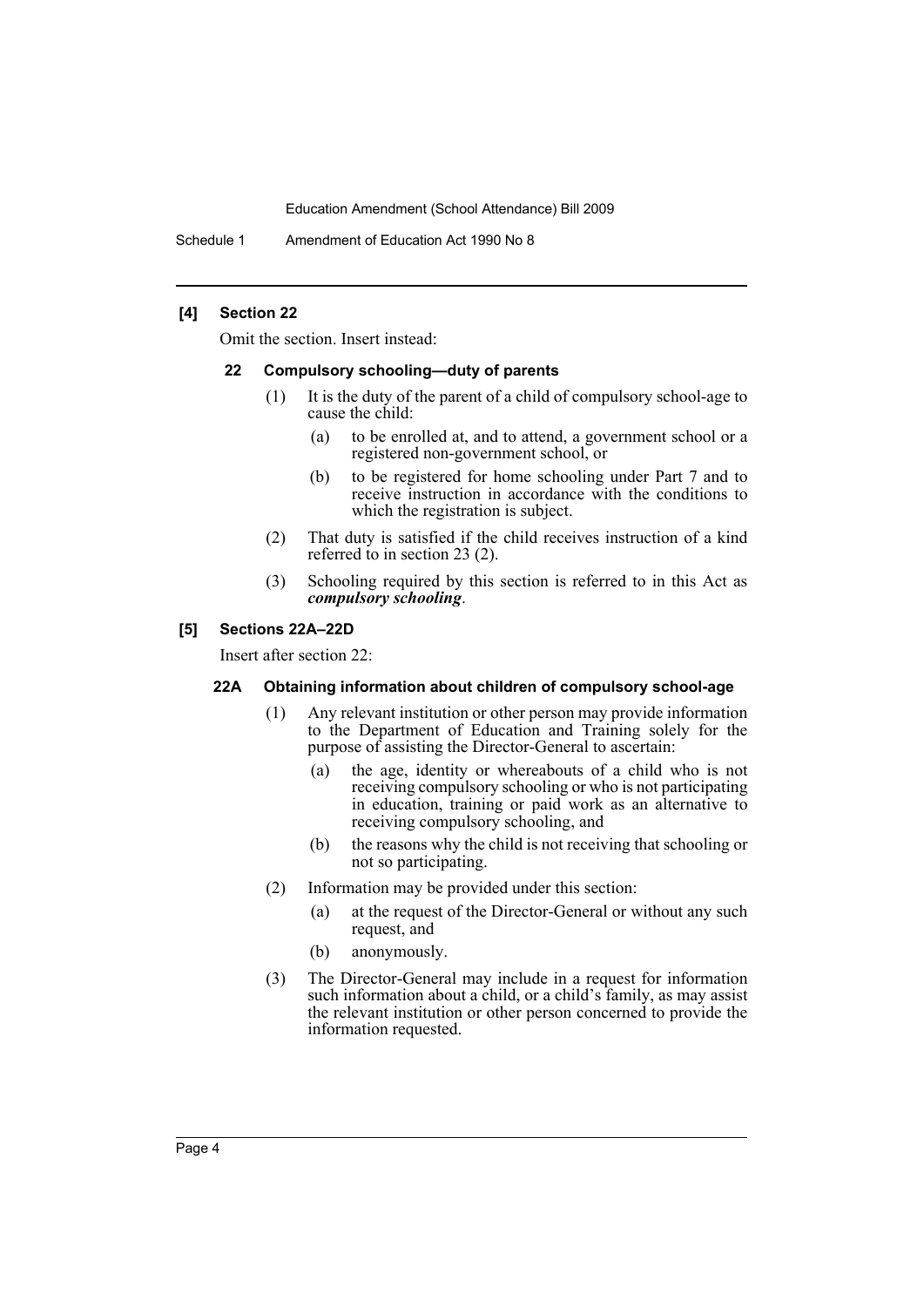### [4] Section 22

Omit the section. Insert instead:

#### 22 Compulsory schooling—duty of parents

(1) It is the duty of the parent of a child of compulsory school-age to cause the child:

- (a) to be enrolled at, and to attend, a government school or a registered non-government school, or
- (b) to be registered for home schooling under Part 7 and to receive instruction in accordance with the conditions to which the registration is subject.

(2) That duty is satisfied if the child receives instruction of a kind referred to in section 23 (2).

(3) Schooling required by this section is referred to in this Act as ***compulsory schooling***.

### [5] Sections 22A–22D

Insert after section 22:

#### 22A Obtaining information about children of compulsory school-age

(1) Any relevant institution or other person may provide information to the Department of Education and Training solely for the purpose of assisting the Director-General to ascertain:

- (a) the age, identity or whereabouts of a child who is not receiving compulsory schooling or who is not participating in education, training or paid work as an alternative to receiving compulsory schooling, and
- (b) the reasons why the child is not receiving that schooling or not so participating.

(2) Information may be provided under this section:

- (a) at the request of the Director-General or without any such request, and
- (b) anonymously.

(3) The Director-General may include in a request for information such information about a child, or a child's family, as may assist the relevant institution or other person concerned to provide the information requested.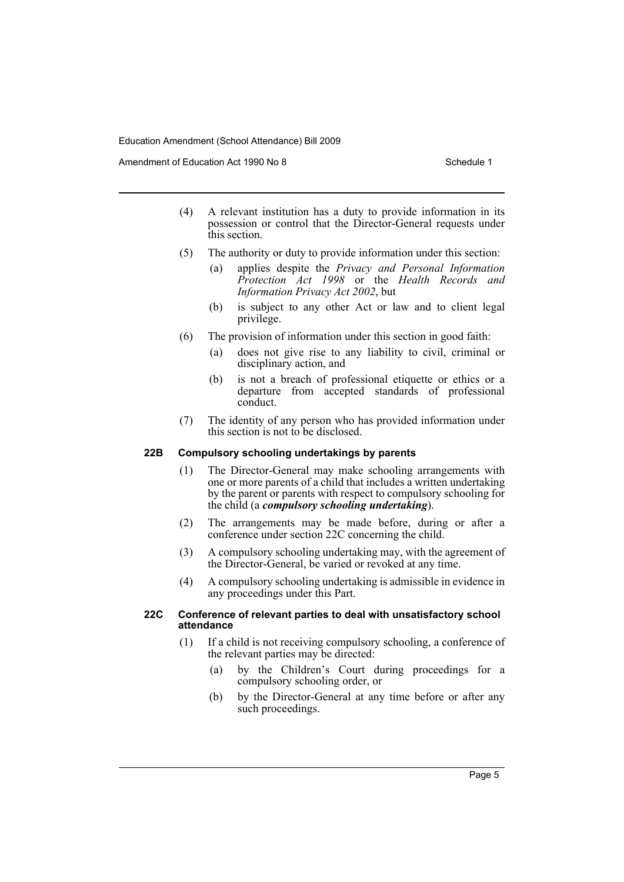(4) A relevant institution has a duty to provide information in its possession or control that the Director-General requests under this section.

(5) The authority or duty to provide information under this section:

- (a) applies despite the *Privacy and Personal Information Protection Act 1998* or the *Health Records and Information Privacy Act 2002*, but
- (b) is subject to any other Act or law and to client legal privilege.

(6) The provision of information under this section in good faith:

- (a) does not give rise to any liability to civil, criminal or disciplinary action, and
- (b) is not a breach of professional etiquette or ethics or a departure from accepted standards of professional conduct.

(7) The identity of any person who has provided information under this section is not to be disclosed.

### 22B Compulsory schooling undertakings by parents

(1) The Director-General may make schooling arrangements with one or more parents of a child that includes a written undertaking by the parent or parents with respect to compulsory schooling for the child (a ***compulsory schooling undertaking***).

(2) The arrangements may be made before, during or after a conference under section 22C concerning the child.

(3) A compulsory schooling undertaking may, with the agreement of the Director-General, be varied or revoked at any time.

(4) A compulsory schooling undertaking is admissible in evidence in any proceedings under this Part.

### 22C Conference of relevant parties to deal with unsatisfactory school attendance

(1) If a child is not receiving compulsory schooling, a conference of the relevant parties may be directed:

- (a) by the Children's Court during proceedings for a compulsory schooling order, or
- (b) by the Director-General at any time before or after any such proceedings.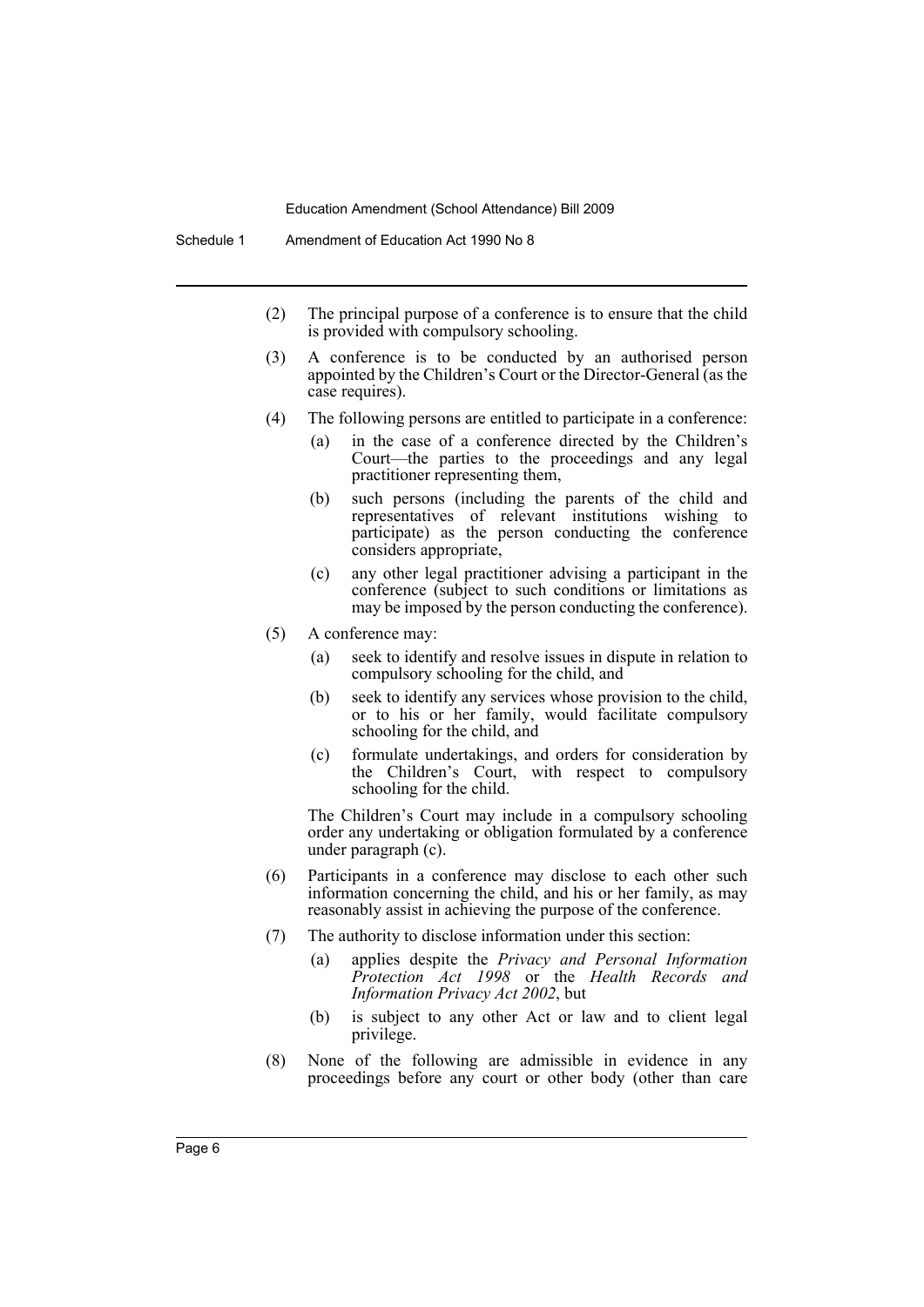(2) The principal purpose of a conference is to ensure that the child is provided with compulsory schooling.

(3) A conference is to be conducted by an authorised person appointed by the Children's Court or the Director-General (as the case requires).

(4) The following persons are entitled to participate in a conference:

- (a) in the case of a conference directed by the Children's Court—the parties to the proceedings and any legal practitioner representing them,
- (b) such persons (including the parents of the child and representatives of relevant institutions wishing to participate) as the person conducting the conference considers appropriate,
- (c) any other legal practitioner advising a participant in the conference (subject to such conditions or limitations as may be imposed by the person conducting the conference).

(5) A conference may:

- (a) seek to identify and resolve issues in dispute in relation to compulsory schooling for the child, and
- (b) seek to identify any services whose provision to the child, or to his or her family, would facilitate compulsory schooling for the child, and
- (c) formulate undertakings, and orders for consideration by the Children's Court, with respect to compulsory schooling for the child.

The Children's Court may include in a compulsory schooling order any undertaking or obligation formulated by a conference under paragraph (c).

(6) Participants in a conference may disclose to each other such information concerning the child, and his or her family, as may reasonably assist in achieving the purpose of the conference.

(7) The authority to disclose information under this section:

- (a) applies despite the *Privacy and Personal Information Protection Act 1998* or the *Health Records and Information Privacy Act 2002*, but
- (b) is subject to any other Act or law and to client legal privilege.

(8) None of the following are admissible in evidence in any proceedings before any court or other body (other than care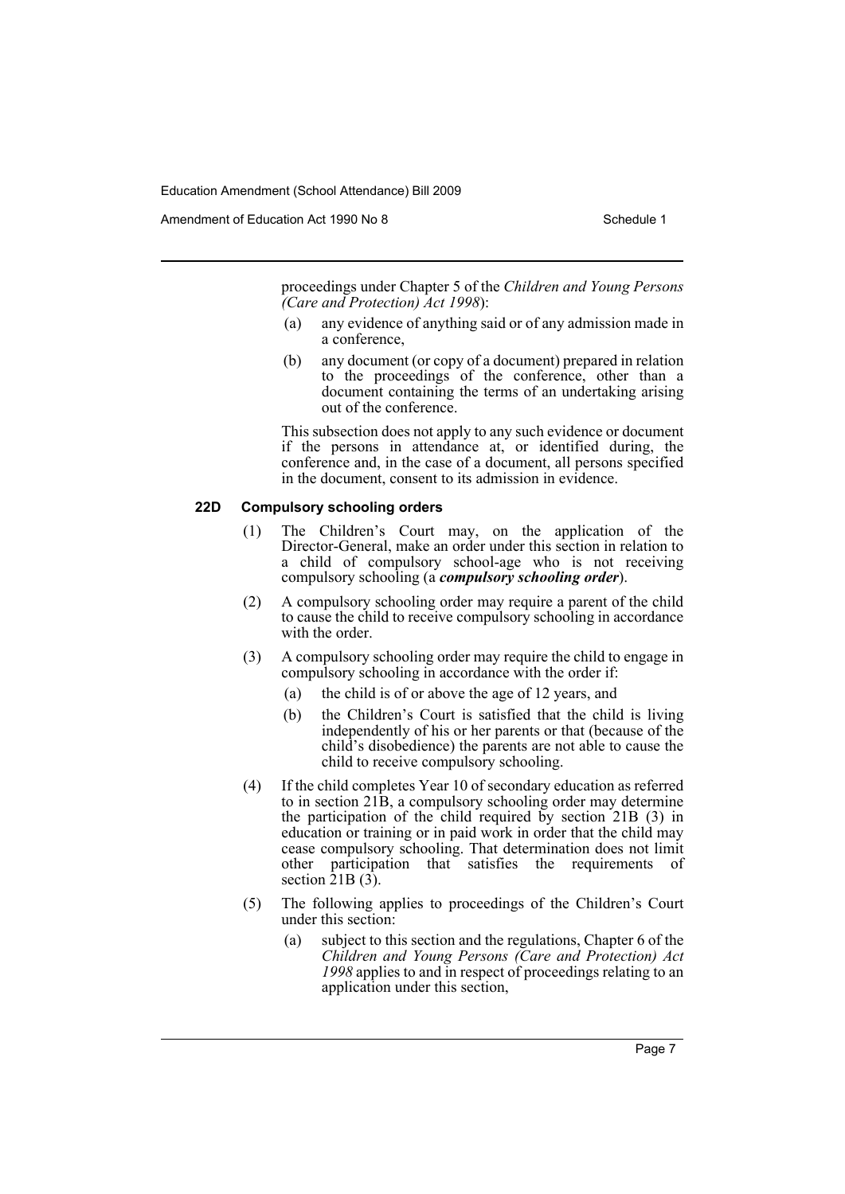proceedings under Chapter 5 of the *Children and Young Persons (Care and Protection) Act 1998*):

(a) any evidence of anything said or of any admission made in a conference,

(b) any document (or copy of a document) prepared in relation to the proceedings of the conference, other than a document containing the terms of an undertaking arising out of the conference.

This subsection does not apply to any such evidence or document if the persons in attendance at, or identified during, the conference and, in the case of a document, all persons specified in the document, consent to its admission in evidence.

**22D Compulsory schooling orders**

(1) The Children's Court may, on the application of the Director-General, make an order under this section in relation to a child of compulsory school-age who is not receiving compulsory schooling (a ***compulsory schooling order***).

(2) A compulsory schooling order may require a parent of the child to cause the child to receive compulsory schooling in accordance with the order.

(3) A compulsory schooling order may require the child to engage in compulsory schooling in accordance with the order if:

(a) the child is of or above the age of 12 years, and

(b) the Children's Court is satisfied that the child is living independently of his or her parents or that (because of the child's disobedience) the parents are not able to cause the child to receive compulsory schooling.

(4) If the child completes Year 10 of secondary education as referred to in section 21B, a compulsory schooling order may determine the participation of the child required by section 21B (3) in education or training or in paid work in order that the child may cease compulsory schooling. That determination does not limit other participation that satisfies the requirements of section 21B (3).

(5) The following applies to proceedings of the Children's Court under this section:

(a) subject to this section and the regulations, Chapter 6 of the *Children and Young Persons (Care and Protection) Act 1998* applies to and in respect of proceedings relating to an application under this section,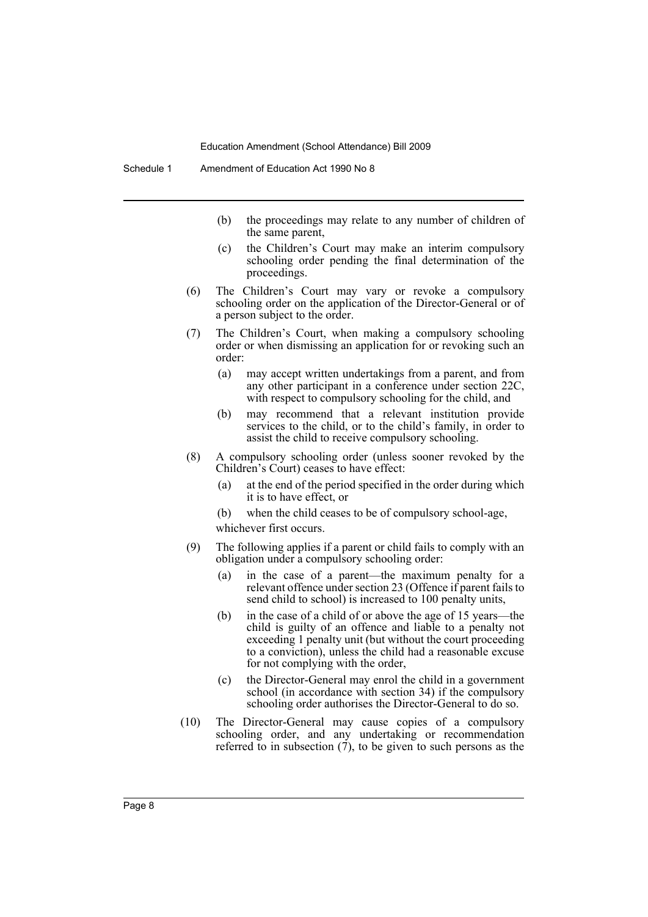(b) the proceedings may relate to any number of children of the same parent,

(c) the Children's Court may make an interim compulsory schooling order pending the final determination of the proceedings.

(6) The Children's Court may vary or revoke a compulsory schooling order on the application of the Director-General or of a person subject to the order.

(7) The Children's Court, when making a compulsory schooling order or when dismissing an application for or revoking such an order:

(a) may accept written undertakings from a parent, and from any other participant in a conference under section 22C, with respect to compulsory schooling for the child, and

(b) may recommend that a relevant institution provide services to the child, or to the child's family, in order to assist the child to receive compulsory schooling.

(8) A compulsory schooling order (unless sooner revoked by the Children's Court) ceases to have effect:

(a) at the end of the period specified in the order during which it is to have effect, or

(b) when the child ceases to be of compulsory school-age,

whichever first occurs.

(9) The following applies if a parent or child fails to comply with an obligation under a compulsory schooling order:

(a) in the case of a parent—the maximum penalty for a relevant offence under section 23 (Offence if parent fails to send child to school) is increased to 100 penalty units,

(b) in the case of a child of or above the age of 15 years—the child is guilty of an offence and liable to a penalty not exceeding 1 penalty unit (but without the court proceeding to a conviction), unless the child had a reasonable excuse for not complying with the order,

(c) the Director-General may enrol the child in a government school (in accordance with section 34) if the compulsory schooling order authorises the Director-General to do so.

(10) The Director-General may cause copies of a compulsory schooling order, and any undertaking or recommendation referred to in subsection (7), to be given to such persons as the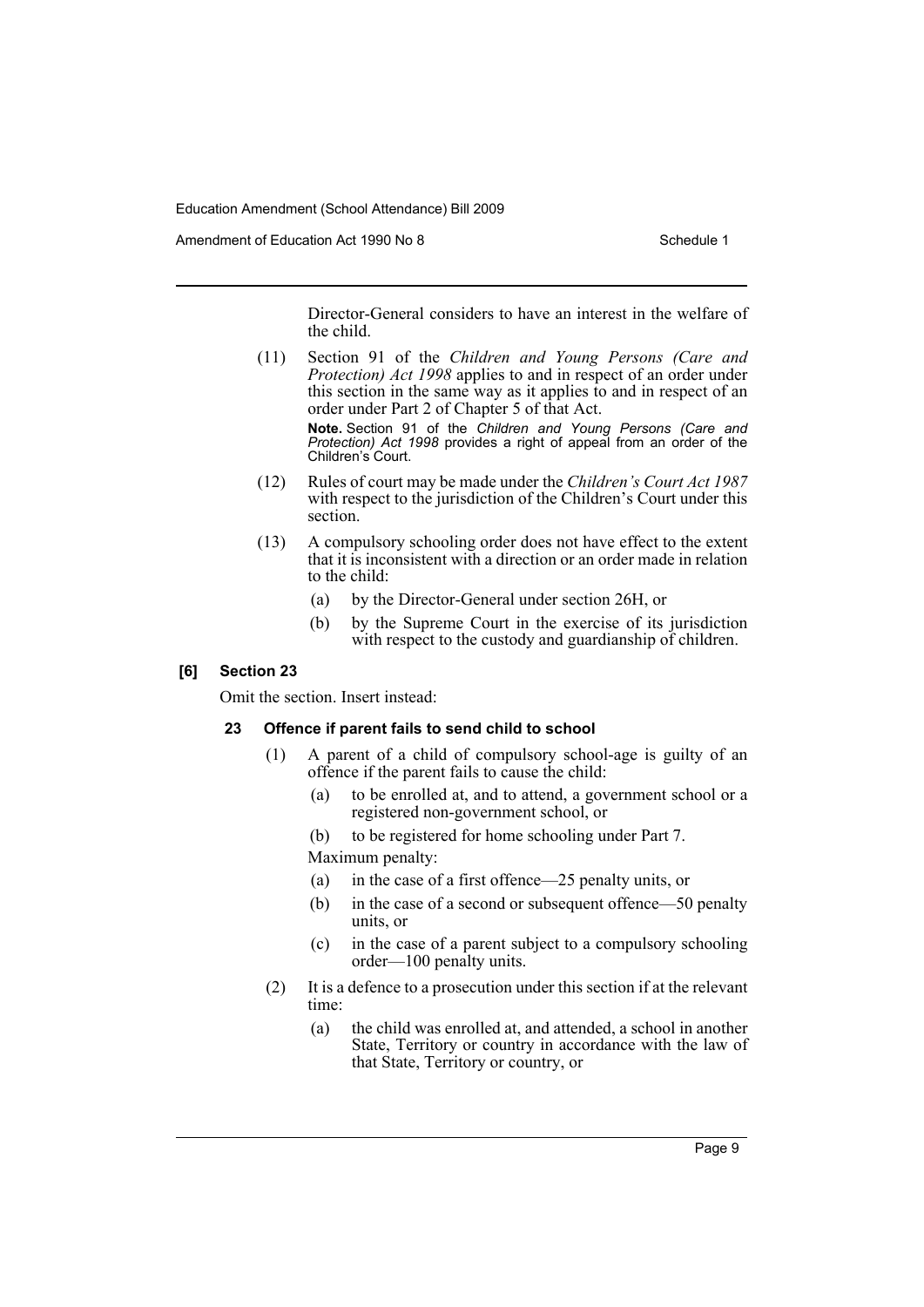Director-General considers to have an interest in the welfare of the child.

(11) Section 91 of the *Children and Young Persons (Care and Protection) Act 1998* applies to and in respect of an order under this section in the same way as it applies to and in respect of an order under Part 2 of Chapter 5 of that Act.

**Note.** Section 91 of the *Children and Young Persons (Care and Protection) Act 1998* provides a right of appeal from an order of the Children's Court.

(12) Rules of court may be made under the *Children's Court Act 1987* with respect to the jurisdiction of the Children's Court under this section.

(13) A compulsory schooling order does not have effect to the extent that it is inconsistent with a direction or an order made in relation to the child:

(a) by the Director-General under section 26H, or

(b) by the Supreme Court in the exercise of its jurisdiction with respect to the custody and guardianship of children.

### [6] Section 23

Omit the section. Insert instead:

#### 23 Offence if parent fails to send child to school

(1) A parent of a child of compulsory school-age is guilty of an offence if the parent fails to cause the child:

(a) to be enrolled at, and to attend, a government school or a registered non-government school, or

(b) to be registered for home schooling under Part 7.

Maximum penalty:

(a) in the case of a first offence—25 penalty units, or

(b) in the case of a second or subsequent offence—50 penalty units, or

(c) in the case of a parent subject to a compulsory schooling order—100 penalty units.

(2) It is a defence to a prosecution under this section if at the relevant time:

(a) the child was enrolled at, and attended, a school in another State, Territory or country in accordance with the law of that State, Territory or country, or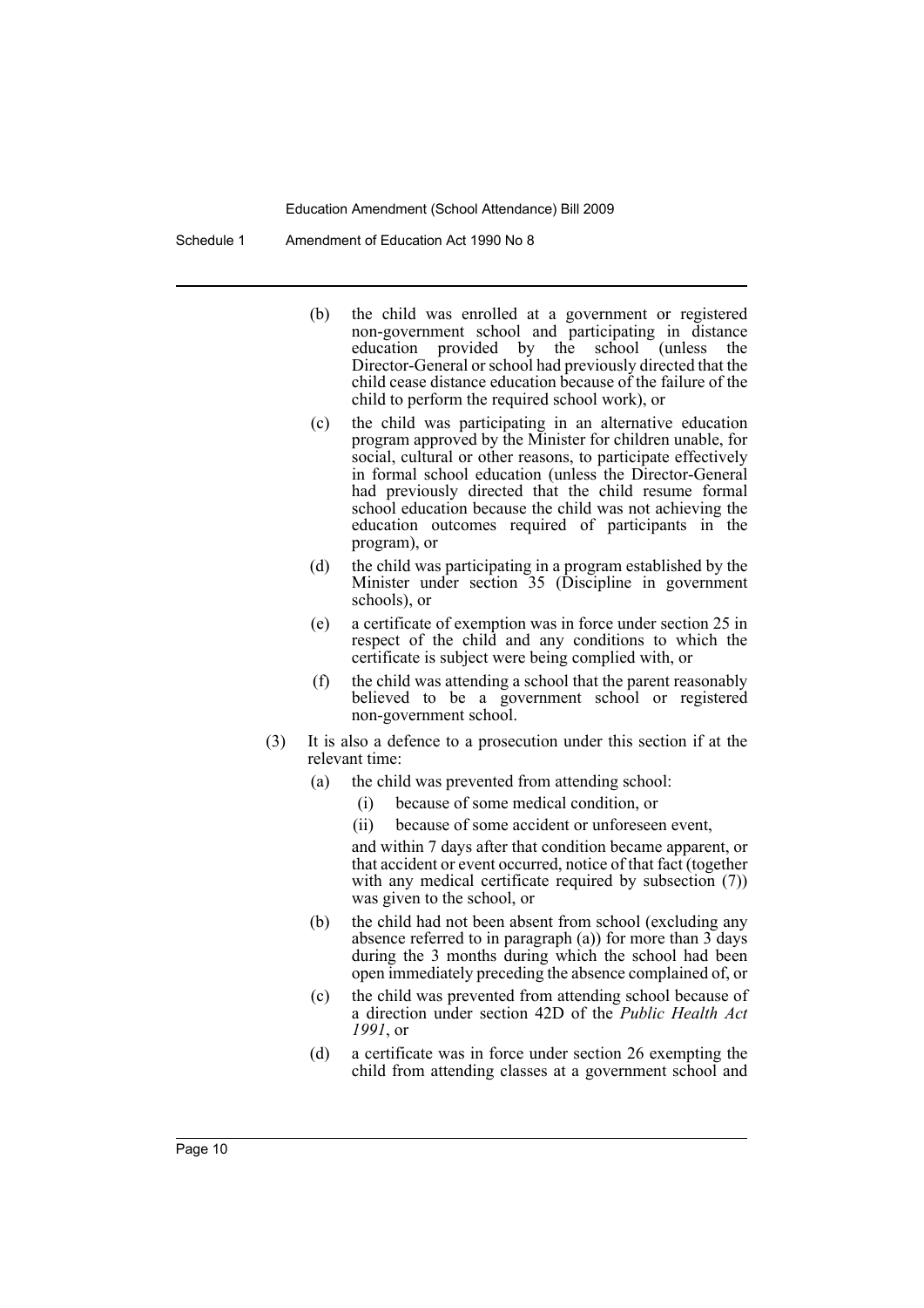(b) the child was enrolled at a government or registered non-government school and participating in distance education provided by the school (unless the Director-General or school had previously directed that the child cease distance education because of the failure of the child to perform the required school work), or

(c) the child was participating in an alternative education program approved by the Minister for children unable, for social, cultural or other reasons, to participate effectively in formal school education (unless the Director-General had previously directed that the child resume formal school education because the child was not achieving the education outcomes required of participants in the program), or

(d) the child was participating in a program established by the Minister under section 35 (Discipline in government schools), or

(e) a certificate of exemption was in force under section 25 in respect of the child and any conditions to which the certificate is subject were being complied with, or

(f) the child was attending a school that the parent reasonably believed to be a government school or registered non-government school.

(3) It is also a defence to a prosecution under this section if at the relevant time:

(a) the child was prevented from attending school:

(i) because of some medical condition, or

(ii) because of some accident or unforeseen event,

and within 7 days after that condition became apparent, or that accident or event occurred, notice of that fact (together with any medical certificate required by subsection (7)) was given to the school, or

(b) the child had not been absent from school (excluding any absence referred to in paragraph (a)) for more than 3 days during the 3 months during which the school had been open immediately preceding the absence complained of, or

(c) the child was prevented from attending school because of a direction under section 42D of the *Public Health Act 1991*, or

(d) a certificate was in force under section 26 exempting the child from attending classes at a government school and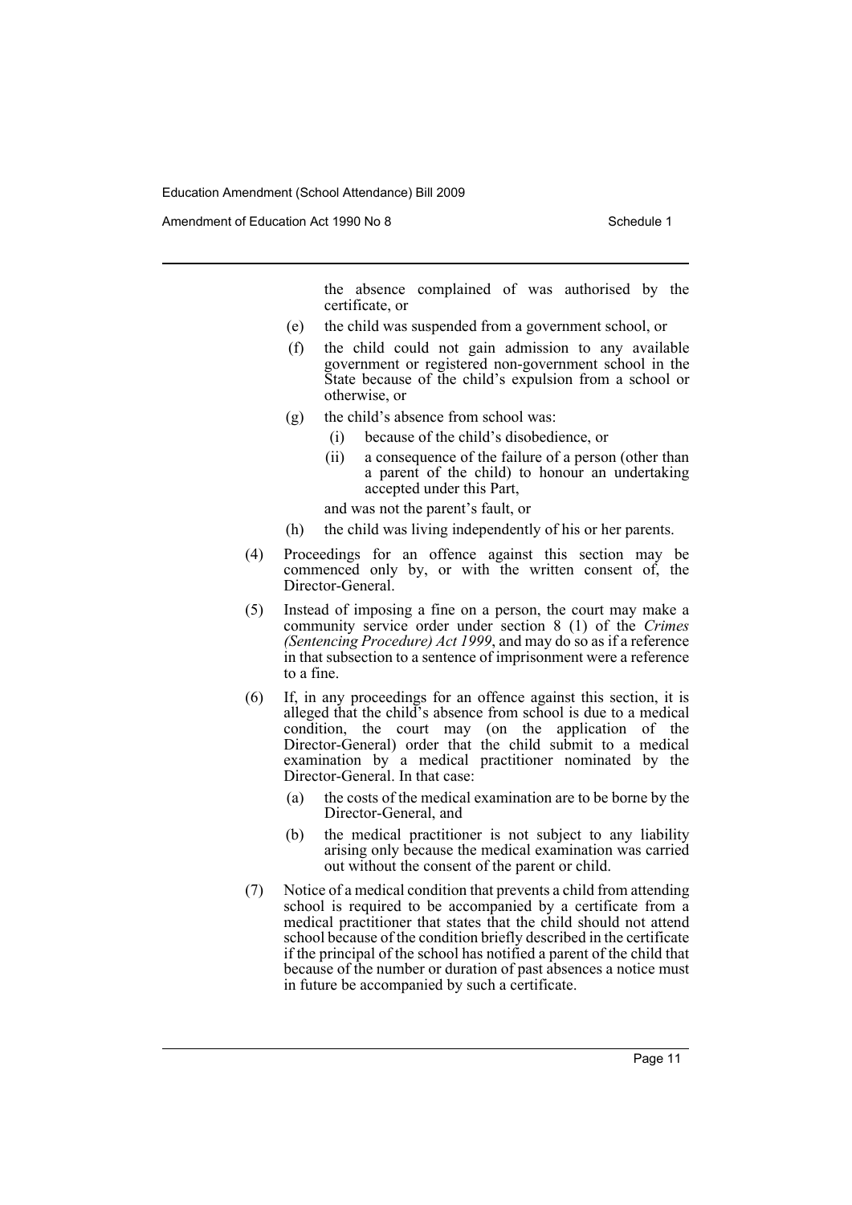the absence complained of was authorised by the certificate, or

(e) the child was suspended from a government school, or

(f) the child could not gain admission to any available government or registered non-government school in the State because of the child's expulsion from a school or otherwise, or

(g) the child's absence from school was:

  (i) because of the child's disobedience, or

  (ii) a consequence of the failure of a person (other than a parent of the child) to honour an undertaking accepted under this Part,

  and was not the parent's fault, or

(h) the child was living independently of his or her parents.

(4) Proceedings for an offence against this section may be commenced only by, or with the written consent of, the Director-General.

(5) Instead of imposing a fine on a person, the court may make a community service order under section 8 (1) of the *Crimes (Sentencing Procedure) Act 1999*, and may do so as if a reference in that subsection to a sentence of imprisonment were a reference to a fine.

(6) If, in any proceedings for an offence against this section, it is alleged that the child's absence from school is due to a medical condition, the court may (on the application of the Director-General) order that the child submit to a medical examination by a medical practitioner nominated by the Director-General. In that case:

  (a) the costs of the medical examination are to be borne by the Director-General, and

  (b) the medical practitioner is not subject to any liability arising only because the medical examination was carried out without the consent of the parent or child.

(7) Notice of a medical condition that prevents a child from attending school is required to be accompanied by a certificate from a medical practitioner that states that the child should not attend school because of the condition briefly described in the certificate if the principal of the school has notified a parent of the child that because of the number or duration of past absences a notice must in future be accompanied by such a certificate.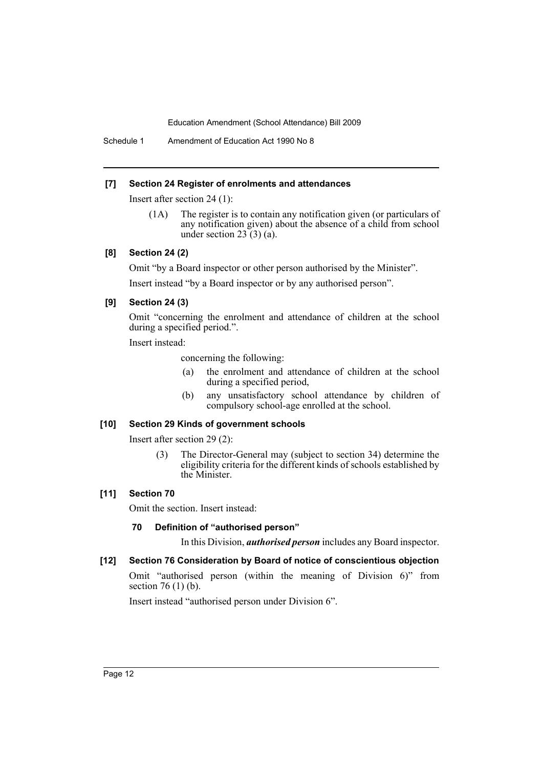**[7] Section 24 Register of enrolments and attendances**

Insert after section 24 (1):

(1A) The register is to contain any notification given (or particulars of any notification given) about the absence of a child from school under section 23 (3) (a).

**[8] Section 24 (2)**

Omit "by a Board inspector or other person authorised by the Minister".

Insert instead "by a Board inspector or by any authorised person".

**[9] Section 24 (3)**

Omit "concerning the enrolment and attendance of children at the school during a specified period.".

Insert instead:

concerning the following:

(a) the enrolment and attendance of children at the school during a specified period,

(b) any unsatisfactory school attendance by children of compulsory school-age enrolled at the school.

**[10] Section 29 Kinds of government schools**

Insert after section 29 (2):

(3) The Director-General may (subject to section 34) determine the eligibility criteria for the different kinds of schools established by the Minister.

**[11] Section 70**

Omit the section. Insert instead:

**70 Definition of "authorised person"**

In this Division, ***authorised person*** includes any Board inspector.

**[12] Section 76 Consideration by Board of notice of conscientious objection**

Omit "authorised person (within the meaning of Division 6)" from section 76 (1) (b).

Insert instead "authorised person under Division 6".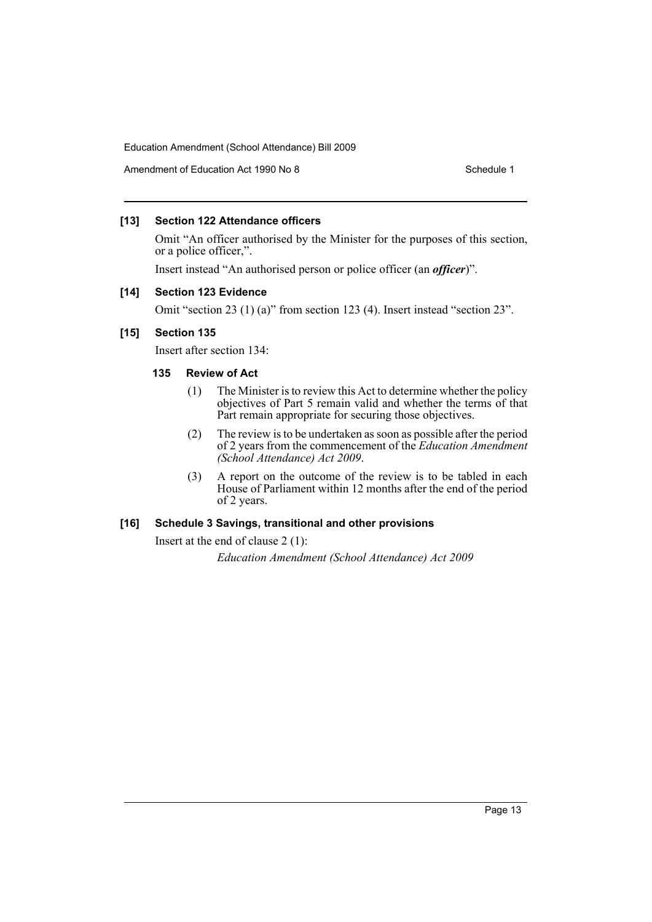**[13] Section 122 Attendance officers**

Omit "An officer authorised by the Minister for the purposes of this section, or a police officer,".

Insert instead "An authorised person or police officer (an ***officer***)".

**[14] Section 123 Evidence**

Omit "section 23 (1) (a)" from section 123 (4). Insert instead "section 23".

**[15] Section 135**

Insert after section 134:

**135 Review of Act**

(1) The Minister is to review this Act to determine whether the policy objectives of Part 5 remain valid and whether the terms of that Part remain appropriate for securing those objectives.

(2) The review is to be undertaken as soon as possible after the period of 2 years from the commencement of the *Education Amendment (School Attendance) Act 2009*.

(3) A report on the outcome of the review is to be tabled in each House of Parliament within 12 months after the end of the period of 2 years.

**[16] Schedule 3 Savings, transitional and other provisions**

Insert at the end of clause 2 (1):

*Education Amendment (School Attendance) Act 2009*